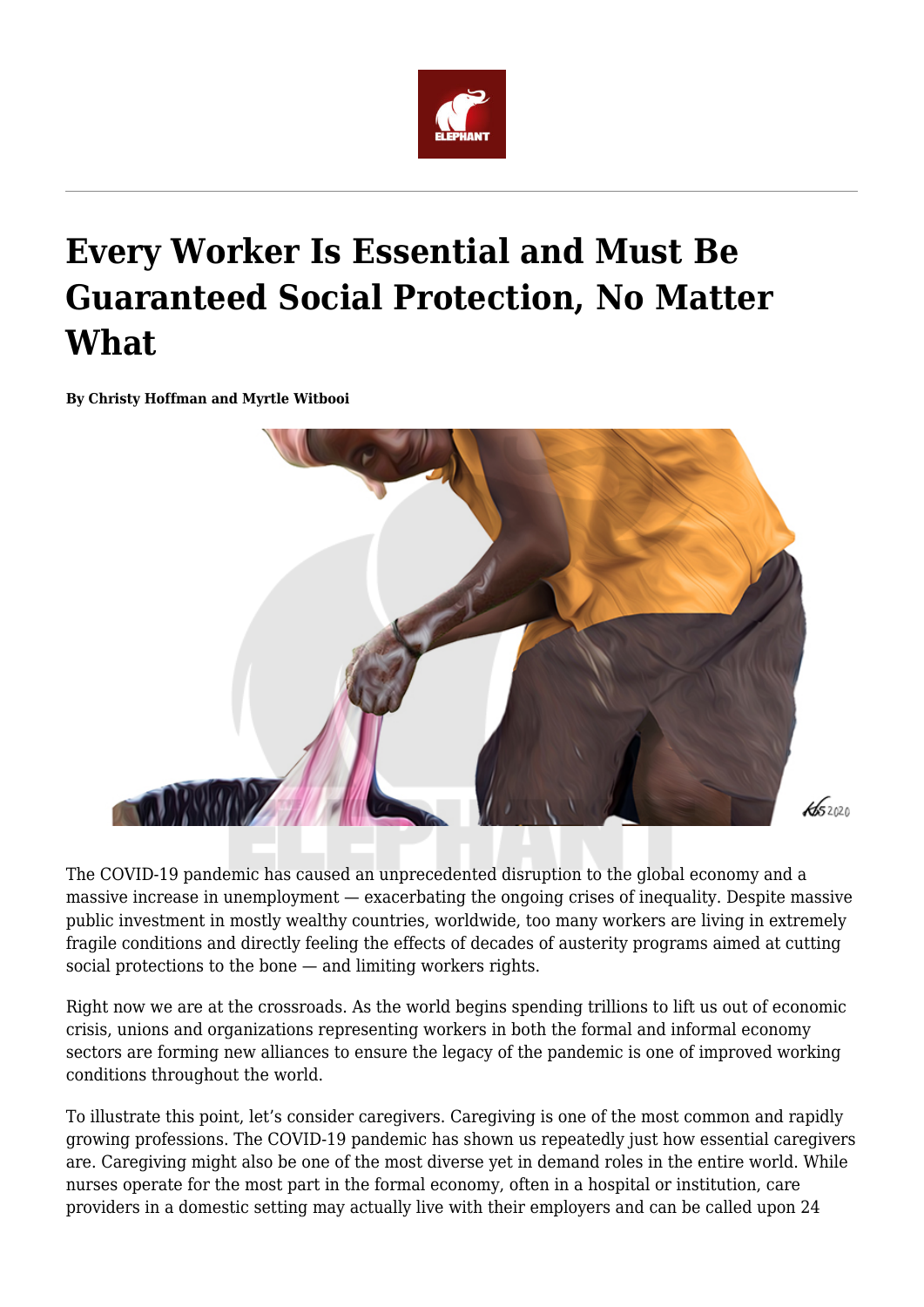# Every Worker Is Essential and Must Be Guaranteed Social Protection, No Matter What

**By Christy Hoffman and Myrtle Witbooi**

The COVID-19 pandemic has caused an unprecedented disruption to the global economy and a massive increase in unemployment — exacerbating the ongoing crises of inequality. Despite massive public investment in mostly wealthy countries, worldwide, too many workers are living in extremely fragile conditions and directly feeling the effects of decades of austerity programs aimed at cutting social protections to the bone — and limiting workers rights.

Right now we are at the crossroads. As the world begins spending trillions to lift us out of economic crisis, unions and organizations representing workers in both the formal and informal economy sectors are forming new alliances to ensure the legacy of the pandemic is one of improved working conditions throughout the world.

To illustrate this point, let's consider caregivers. Caregiving is one of the most common and rapidly growing professions. The COVID-19 pandemic has shown us repeatedly just how essential caregivers are. Caregiving might also be one of the most diverse yet in demand roles in the entire world. While nurses operate for the most part in the formal economy, often in a hospital or institution, care providers in a domestic setting may actually live with their employers and can be called upon 24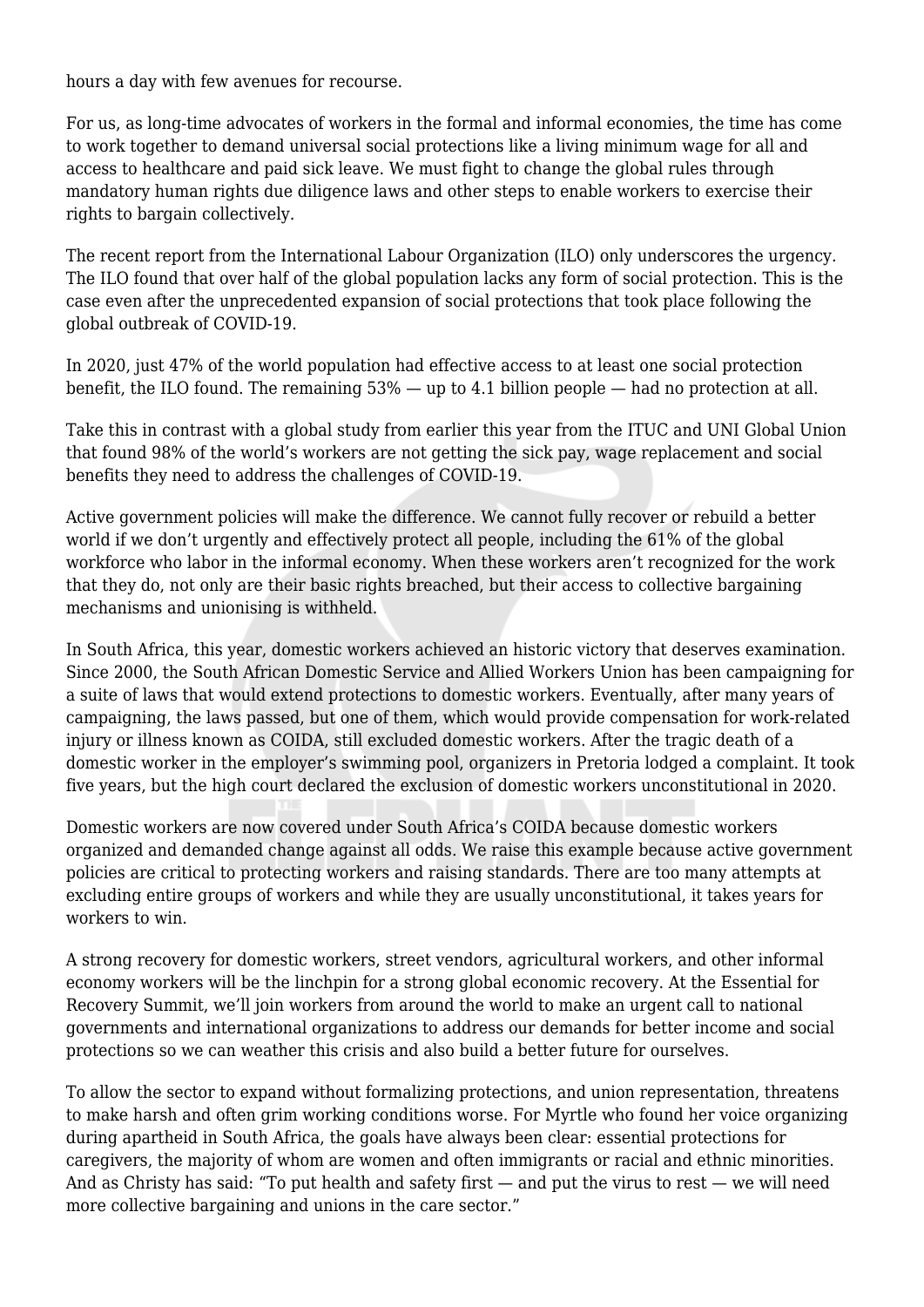hours a day with few avenues for recourse.

For us, as long-time advocates of workers in the formal and informal economies, the time has come to work together to demand universal social protections like a living minimum wage for all and access to healthcare and paid sick leave. We must fight to change the global rules through mandatory human rights due diligence laws and other steps to enable workers to exercise their rights to bargain collectively.

The recent report from the International Labour Organization (ILO) only underscores the urgency. The ILO found that over half of the global population lacks any form of social protection. This is the case even after the unprecedented expansion of social protections that took place following the global outbreak of COVID-19.

In 2020, just 47% of the world population had effective access to at least one social protection benefit, the ILO found. The remaining 53% — up to 4.1 billion people — had no protection at all.

Take this in contrast with a global study from earlier this year from the ITUC and UNI Global Union that found 98% of the world's workers are not getting the sick pay, wage replacement and social benefits they need to address the challenges of COVID-19.

Active government policies will make the difference. We cannot fully recover or rebuild a better world if we don't urgently and effectively protect all people, including the 61% of the global workforce who labor in the informal economy. When these workers aren't recognized for the work that they do, not only are their basic rights breached, but their access to collective bargaining mechanisms and unionising is withheld.

In South Africa, this year, domestic workers achieved an historic victory that deserves examination. Since 2000, the South African Domestic Service and Allied Workers Union has been campaigning for a suite of laws that would extend protections to domestic workers. Eventually, after many years of campaigning, the laws passed, but one of them, which would provide compensation for work-related injury or illness known as COIDA, still excluded domestic workers. After the tragic death of a domestic worker in the employer's swimming pool, organizers in Pretoria lodged a complaint. It took five years, but the high court declared the exclusion of domestic workers unconstitutional in 2020.

Domestic workers are now covered under South Africa's COIDA because domestic workers organized and demanded change against all odds. We raise this example because active government policies are critical to protecting workers and raising standards. There are too many attempts at excluding entire groups of workers and while they are usually unconstitutional, it takes years for workers to win.

A strong recovery for domestic workers, street vendors, agricultural workers, and other informal economy workers will be the linchpin for a strong global economic recovery. At the Essential for Recovery Summit, we'll join workers from around the world to make an urgent call to national governments and international organizations to address our demands for better income and social protections so we can weather this crisis and also build a better future for ourselves.

To allow the sector to expand without formalizing protections, and union representation, threatens to make harsh and often grim working conditions worse. For Myrtle who found her voice organizing during apartheid in South Africa, the goals have always been clear: essential protections for caregivers, the majority of whom are women and often immigrants or racial and ethnic minorities. And as Christy has said: "To put health and safety first — and put the virus to rest — we will need more collective bargaining and unions in the care sector."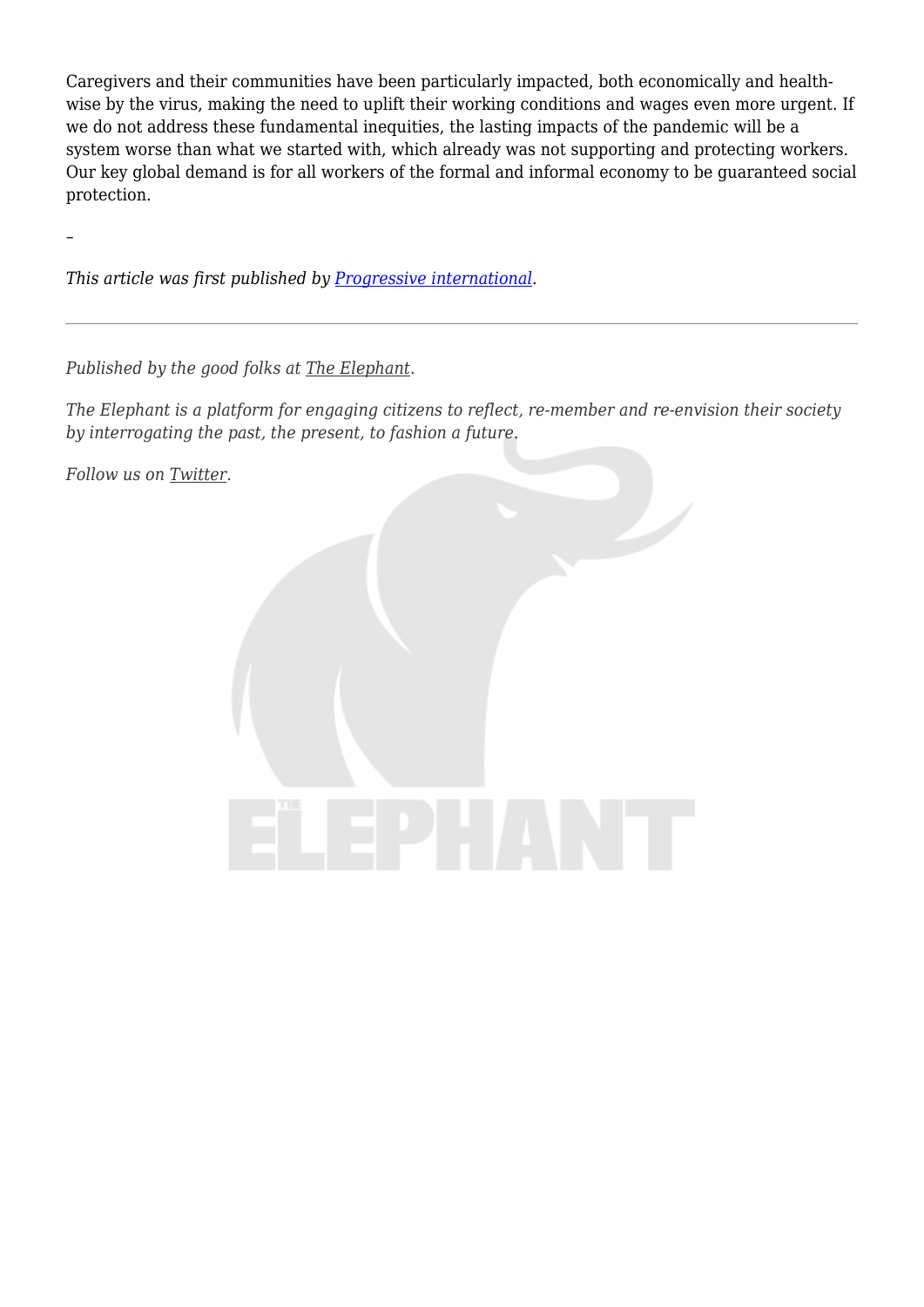Caregivers and their communities have been particularly impacted, both economically and health-wise by the virus, making the need to uplift their working conditions and wages even more urgent. If we do not address these fundamental inequities, the lasting impacts of the pandemic will be a system worse than what we started with, which already was not supporting and protecting workers. Our key global demand is for all workers of the formal and informal economy to be guaranteed social protection.

–

*This article was first published by Progressive international.*

---

*Published by the good folks at The Elephant.*

*The Elephant is a platform for engaging citizens to reflect, re-member and re-envision their society by interrogating the past, the present, to fashion a future.*

*Follow us on Twitter.*